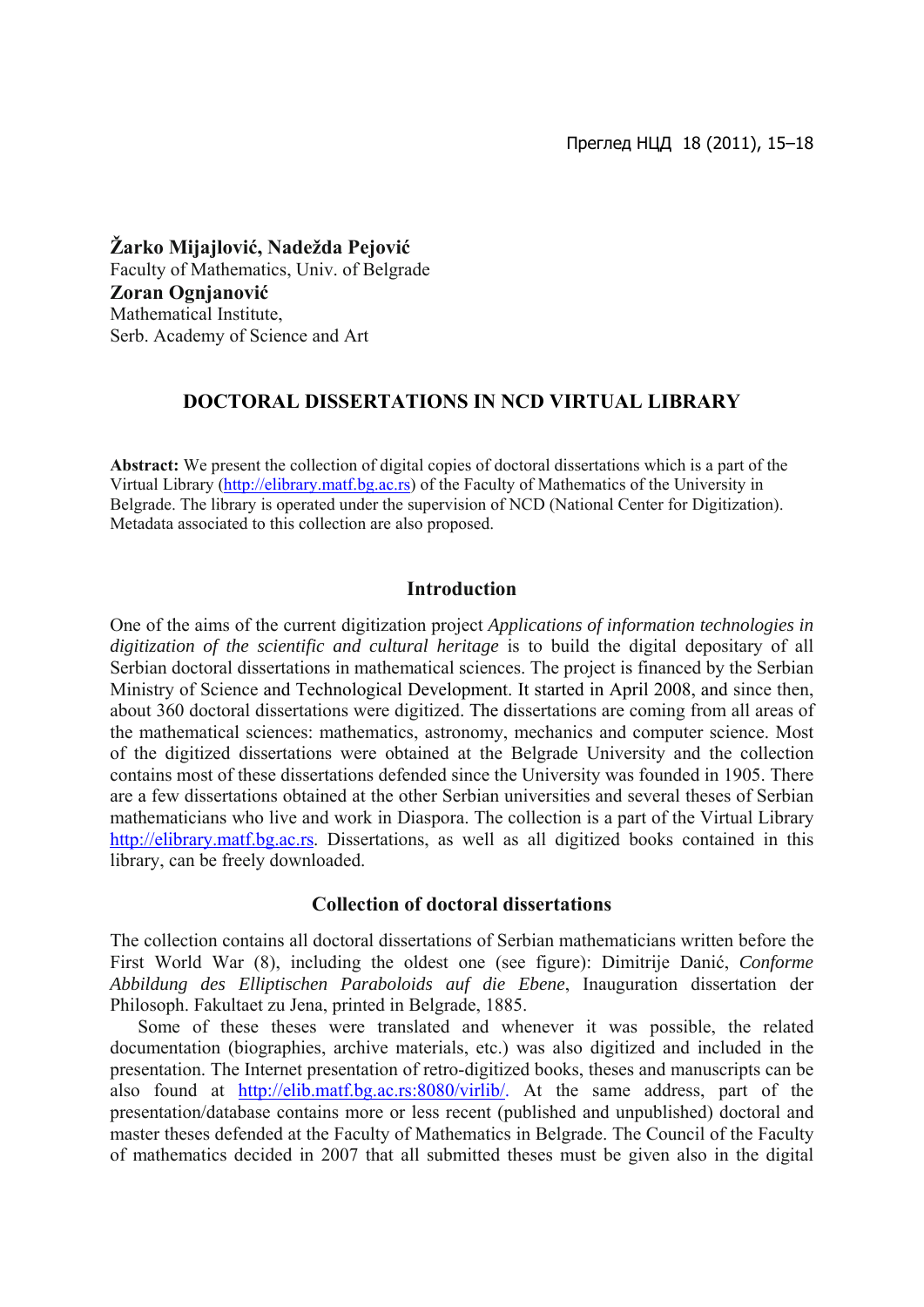**Žarko Mijajlović, Nadežda Pejović**
Faculty of Mathematics, Univ. of Belgrade
**Zoran Ognjanović**
Mathematical Institute,
Serb. Academy of Science and Art

# DOCTORAL DISSERTATIONS IN NCD VIRTUAL LIBRARY

**Abstract:** We present the collection of digital copies of doctoral dissertations which is a part of the Virtual Library (http://elibrary.matf.bg.ac.rs) of the Faculty of Mathematics of the University in Belgrade. The library is operated under the supervision of NCD (National Center for Digitization). Metadata associated to this collection are also proposed.

## Introduction

One of the aims of the current digitization project *Applications of information technologies in digitization of the scientific and cultural heritage* is to build the digital depositary of all Serbian doctoral dissertations in mathematical sciences. The project is financed by the Serbian Ministry of Science and Technological Development. It started in April 2008, and since then, about 360 doctoral dissertations were digitized. The dissertations are coming from all areas of the mathematical sciences: mathematics, astronomy, mechanics and computer science. Most of the digitized dissertations were obtained at the Belgrade University and the collection contains most of these dissertations defended since the University was founded in 1905. There are a few dissertations obtained at the other Serbian universities and several theses of Serbian mathematicians who live and work in Diaspora. The collection is a part of the Virtual Library http://elibrary.matf.bg.ac.rs. Dissertations, as well as all digitized books contained in this library, can be freely downloaded.

## Collection of doctoral dissertations

The collection contains all doctoral dissertations of Serbian mathematicians written before the First World War (8), including the oldest one (see figure): Dimitrije Danić, *Conforme Abbildung des Elliptischen Paraboloids auf die Ebene*, Inauguration dissertation der Philosoph. Fakultaet zu Jena, printed in Belgrade, 1885.

Some of these theses were translated and whenever it was possible, the related documentation (biographies, archive materials, etc.) was also digitized and included in the presentation. The Internet presentation of retro-digitized books, theses and manuscripts can be also found at http://elib.matf.bg.ac.rs:8080/virlib/. At the same address, part of the presentation/database contains more or less recent (published and unpublished) doctoral and master theses defended at the Faculty of Mathematics in Belgrade. The Council of the Faculty of mathematics decided in 2007 that all submitted theses must be given also in the digital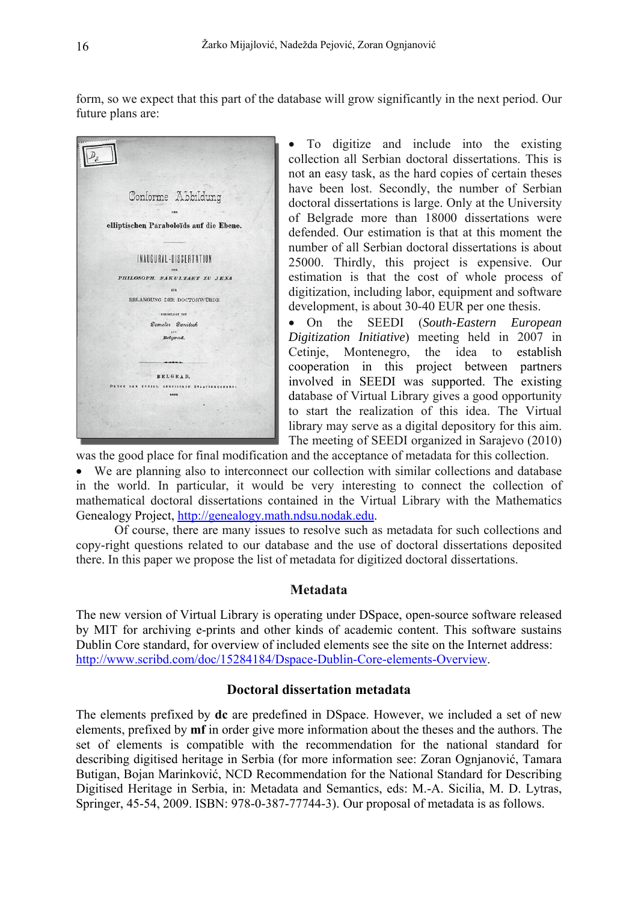form, so we expect that this part of the database will grow significantly in the next period. Our future plans are:

- To digitize and include into the existing collection all Serbian doctoral dissertations. This is not an easy task, as the hard copies of certain theses have been lost. Secondly, the number of Serbian doctoral dissertations is large. Only at the University of Belgrade more than 18000 dissertations were defended. Our estimation is that at this moment the number of all Serbian doctoral dissertations is about 25000. Thirdly, this project is expensive. Our estimation is that the cost of whole process of digitization, including labor, equipment and software development, is about 30-40 EUR per one thesis.
- On the SEEDI (*South-Eastern European Digitization Initiative*) meeting held in 2007 in Cetinje, Montenegro, the idea to establish cooperation in this project between partners involved in SEEDI was supported. The existing database of Virtual Library gives a good opportunity to start the realization of this idea. The Virtual library may serve as a digital depository for this aim. The meeting of SEEDI organized in Sarajevo (2010) was the good place for final modification and the acceptance of metadata for this collection.
- We are planning also to interconnect our collection with similar collections and database in the world. In particular, it would be very interesting to connect the collection of mathematical doctoral dissertations contained in the Virtual Library with the Mathematics Genealogy Project, http://genealogy.math.ndsu.nodak.edu.

Of course, there are many issues to resolve such as metadata for such collections and copy-right questions related to our database and the use of doctoral dissertations deposited there. In this paper we propose the list of metadata for digitized doctoral dissertations.

## Metadata

The new version of Virtual Library is operating under DSpace, open-source software released by MIT for archiving e-prints and other kinds of academic content. This software sustains Dublin Core standard, for overview of included elements see the site on the Internet address: http://www.scribd.com/doc/15284184/Dspace-Dublin-Core-elements-Overview.

## Doctoral dissertation metadata

The elements prefixed by **dc** are predefined in DSpace. However, we included a set of new elements, prefixed by **mf** in order give more information about the theses and the authors. The set of elements is compatible with the recommendation for the national standard for describing digitised heritage in Serbia (for more information see: Zoran Ognjanović, Tamara Butigan, Bojan Marinković, NCD Recommendation for the National Standard for Describing Digitised Heritage in Serbia, in: Metadata and Semantics, eds: M.-A. Sicilia, M. D. Lytras, Springer, 45-54, 2009. ISBN: 978-0-387-77744-3). Our proposal of metadata is as follows.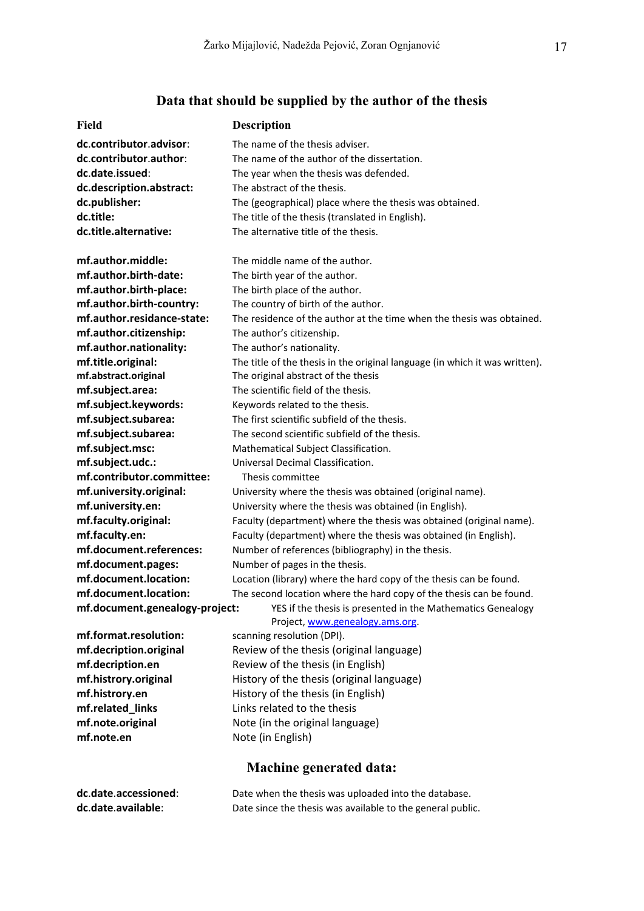## Data that should be supplied by the author of the thesis

| Field | Description |
|---|---|
| **dc.contributor.advisor**: | The name of the thesis adviser. |
| **dc.contributor.author**: | The name of the author of the dissertation. |
| **dc.date.issued**: | The year when the thesis was defended. |
| **dc.description.abstract:** | The abstract of the thesis. |
| **dc.publisher:** | The (geographical) place where the thesis was obtained. |
| **dc.title:** | The title of the thesis (translated in English). |
| **dc.title.alternative:** | The alternative title of the thesis. |
| | |
| **mf.author.middle:** | The middle name of the author. |
| **mf.author.birth-date:** | The birth year of the author. |
| **mf.author.birth-place:** | The birth place of the author. |
| **mf.author.birth-country:** | The country of birth of the author. |
| **mf.author.residance-state:** | The residence of the author at the time when the thesis was obtained. |
| **mf.author.citizenship:** | The author's citizenship. |
| **mf.author.nationality:** | The author's nationality. |
| **mf.title.original:** | The title of the thesis in the original language (in which it was written). |
| **mf.abstract.original** | The original abstract of the thesis |
| **mf.subject.area:** | The scientific field of the thesis. |
| **mf.subject.keywords:** | Keywords related to the thesis. |
| **mf.subject.subarea:** | The first scientific subfield of the thesis. |
| **mf.subject.subarea:** | The second scientific subfield of the thesis. |
| **mf.subject.msc:** | Mathematical Subject Classification. |
| **mf.subject.udc.:** | Universal Decimal Classification. |
| **mf.contributor.committee:** | Thesis committee |
| **mf.university.original:** | University where the thesis was obtained (original name). |
| **mf.university.en:** | University where the thesis was obtained (in English). |
| **mf.faculty.original:** | Faculty (department) where the thesis was obtained (original name). |
| **mf.faculty.en:** | Faculty (department) where the thesis was obtained (in English). |
| **mf.document.references:** | Number of references (bibliography) in the thesis. |
| **mf.document.pages:** | Number of pages in the thesis. |
| **mf.document.location:** | Location (library) where the hard copy of the thesis can be found. |
| **mf.document.location:** | The second location where the hard copy of the thesis can be found. |
| **mf.document.genealogy-project:** | YES if the thesis is presented in the Mathematics Genealogy Project, www.genealogy.ams.org. |
| **mf.format.resolution:** | scanning resolution (DPI). |
| **mf.decription.original** | Review of the thesis (original language) |
| **mf.decription.en** | Review of the thesis (in English) |
| **mf.histrory.original** | History of the thesis (original language) |
| **mf.histrory.en** | History of the thesis (in English) |
| **mf.related_links** | Links related to the thesis |
| **mf.note.original** | Note (in the original language) |
| **mf.note.en** | Note (in English) |

## Machine generated data:

| Field | Description |
|---|---|
| **dc.date.accessioned**: | Date when the thesis was uploaded into the database. |
| **dc.date.available**: | Date since the thesis was available to the general public. |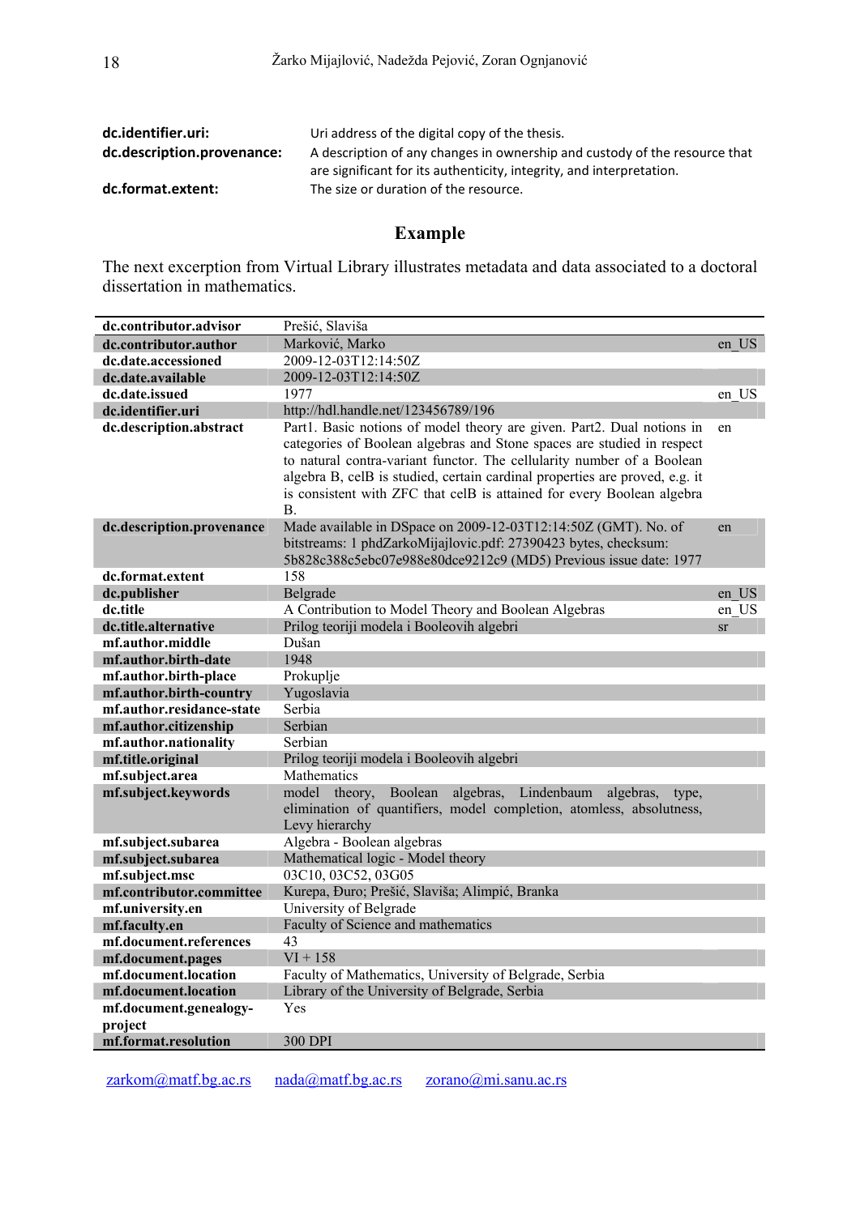| | |
|---|---|
| **dc.identifier.uri:** | Uri address of the digital copy of the thesis. |
| **dc.description.provenance:** | A description of any changes in ownership and custody of the resource that are significant for its authenticity, integrity, and interpretation. |
| **dc.format.extent:** | The size or duration of the resource. |

## Example

The next excerption from Virtual Library illustrates metadata and data associated to a doctoral dissertation in mathematics.

| | | |
|---|---|---|
| **dc.contributor.advisor** | Prešić, Slaviša | |
| **dc.contributor.author** | Marković, Marko | en_US |
| **dc.date.accessioned** | 2009-12-03T12:14:50Z | |
| **dc.date.available** | 2009-12-03T12:14:50Z | |
| **dc.date.issued** | 1977 | en_US |
| **dc.identifier.uri** | http://hdl.handle.net/123456789/196 | |
| **dc.description.abstract** | Part1. Basic notions of model theory are given. Part2. Dual notions in categories of Boolean algebras and Stone spaces are studied in respect to natural contra-variant functor. The cellularity number of a Boolean algebra B, celB is studied, certain cardinal properties are proved, e.g. it is consistent with ZFC that celB is attained for every Boolean algebra B. | en |
| **dc.description.provenance** | Made available in DSpace on 2009-12-03T12:14:50Z (GMT). No. of bitstreams: 1 phdZarkoMijajlovic.pdf: 27390423 bytes, checksum: 5b828c388c5ebc07e988e80dce9212c9 (MD5) Previous issue date: 1977 | en |
| **dc.format.extent** | 158 | |
| **dc.publisher** | Belgrade | en_US |
| **dc.title** | A Contribution to Model Theory and Boolean Algebras | en_US |
| **dc.title.alternative** | Prilog teoriji modela i Booleovih algebri | sr |
| **mf.author.middle** | Dušan | |
| **mf.author.birth-date** | 1948 | |
| **mf.author.birth-place** | Prokuplje | |
| **mf.author.birth-country** | Yugoslavia | |
| **mf.author.residance-state** | Serbia | |
| **mf.author.citizenship** | Serbian | |
| **mf.author.nationality** | Serbian | |
| **mf.title.original** | Prilog teoriji modela i Booleovih algebri | |
| **mf.subject.area** | Mathematics | |
| **mf.subject.keywords** | model theory, Boolean algebras, Lindenbaum algebras, type, elimination of quantifiers, model completion, atomless, absolutness, Levy hierarchy | |
| **mf.subject.subarea** | Algebra - Boolean algebras | |
| **mf.subject.subarea** | Mathematical logic - Model theory | |
| **mf.subject.msc** | 03C10, 03C52, 03G05 | |
| **mf.contributor.committee** | Kurepa, Đuro; Prešić, Slaviša; Alimpić, Branka | |
| **mf.university.en** | University of Belgrade | |
| **mf.faculty.en** | Faculty of Science and mathematics | |
| **mf.document.references** | 43 | |
| **mf.document.pages** | VI + 158 | |
| **mf.document.location** | Faculty of Mathematics, University of Belgrade, Serbia | |
| **mf.document.location** | Library of the University of Belgrade, Serbia | |
| **mf.document.genealogy-project** | Yes | |
| **mf.format.resolution** | 300 DPI | |

zarkom@matf.bg.ac.rs nada@matf.bg.ac.rs zorano@mi.sanu.ac.rs